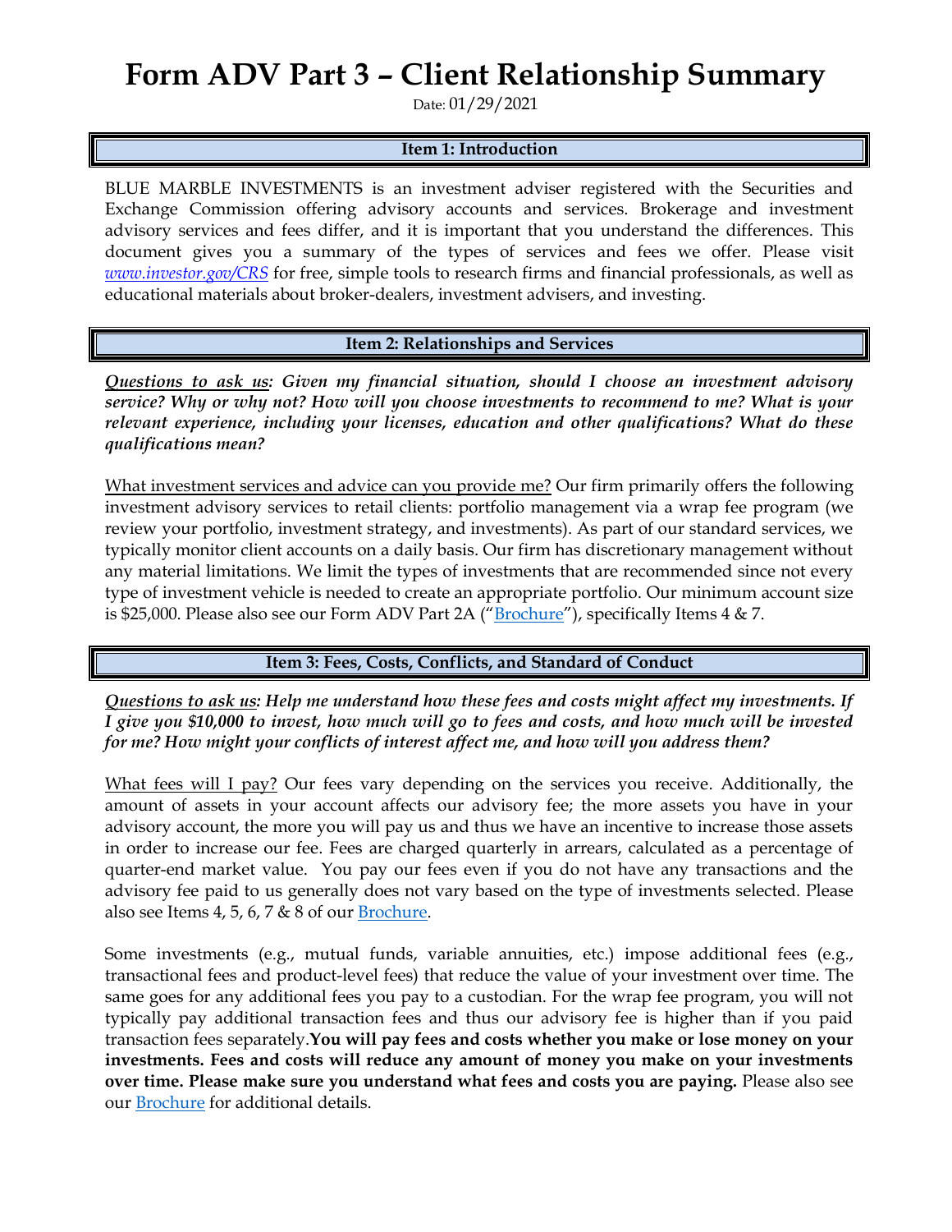# Form ADV Part 3 – Client Relationship Summary

Date: 01/29/2021

## Item 1: Introduction

BLUE MARBLE INVESTMENTS is an investment adviser registered with the Securities and Exchange Commission offering advisory accounts and services. Brokerage and investment advisory services and fees differ, and it is important that you understand the differences. This document gives you a summary of the types of services and fees we offer. Please visit *www.investor.gov/CRS* for free, simple tools to research firms and financial professionals, as well as educational materials about broker-dealers, investment advisers, and investing.

## Item 2: Relationships and Services

***Questions to ask us**: Given my financial situation, should I choose an investment advisory service? Why or why not? How will you choose investments to recommend to me? What is your relevant experience, including your licenses, education and other qualifications? What do these qualifications mean?*

What investment services and advice can you provide me? Our firm primarily offers the following investment advisory services to retail clients: portfolio management via a wrap fee program (we review your portfolio, investment strategy, and investments). As part of our standard services, we typically monitor client accounts on a daily basis. Our firm has discretionary management without any material limitations. We limit the types of investments that are recommended since not every type of investment vehicle is needed to create an appropriate portfolio. Our minimum account size is $25,000. Please also see our Form ADV Part 2A ("Brochure"), specifically Items 4 & 7.

## Item 3: Fees, Costs, Conflicts, and Standard of Conduct

***Questions to ask us**: Help me understand how these fees and costs might affect my investments. If I give you $10,000 to invest, how much will go to fees and costs, and how much will be invested for me? How might your conflicts of interest affect me, and how will you address them?*

What fees will I pay? Our fees vary depending on the services you receive. Additionally, the amount of assets in your account affects our advisory fee; the more assets you have in your advisory account, the more you will pay us and thus we have an incentive to increase those assets in order to increase our fee. Fees are charged quarterly in arrears, calculated as a percentage of quarter-end market value. You pay our fees even if you do not have any transactions and the advisory fee paid to us generally does not vary based on the type of investments selected. Please also see Items 4, 5, 6, 7 & 8 of our Brochure.

Some investments (e.g., mutual funds, variable annuities, etc.) impose additional fees (e.g., transactional fees and product-level fees) that reduce the value of your investment over time. The same goes for any additional fees you pay to a custodian. For the wrap fee program, you will not typically pay additional transaction fees and thus our advisory fee is higher than if you paid transaction fees separately.**You will pay fees and costs whether you make or lose money on your investments. Fees and costs will reduce any amount of money you make on your investments over time. Please make sure you understand what fees and costs you are paying.** Please also see our Brochure for additional details.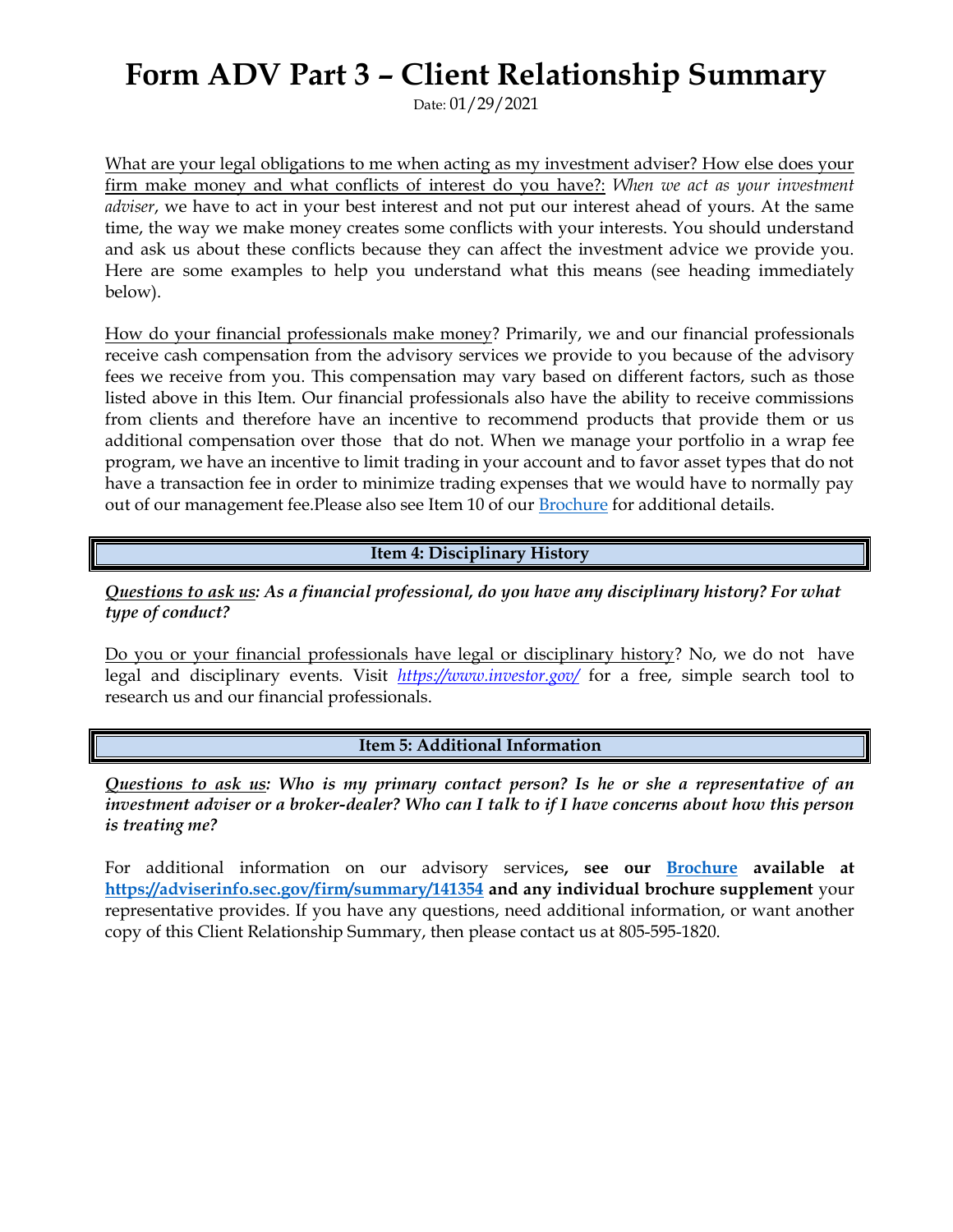# Form ADV Part 3 – Client Relationship Summary

Date: 01/29/2021

What are your legal obligations to me when acting as my investment adviser? How else does your firm make money and what conflicts of interest do you have?: *When we act as your investment adviser*, we have to act in your best interest and not put our interest ahead of yours. At the same time, the way we make money creates some conflicts with your interests. You should understand and ask us about these conflicts because they can affect the investment advice we provide you. Here are some examples to help you understand what this means (see heading immediately below).

How do your financial professionals make money? Primarily, we and our financial professionals receive cash compensation from the advisory services we provide to you because of the advisory fees we receive from you. This compensation may vary based on different factors, such as those listed above in this Item. Our financial professionals also have the ability to receive commissions from clients and therefore have an incentive to recommend products that provide them or us additional compensation over those that do not. When we manage your portfolio in a wrap fee program, we have an incentive to limit trading in your account and to favor asset types that do not have a transaction fee in order to minimize trading expenses that we would have to normally pay out of our management fee.Please also see Item 10 of our [Brochure](https://adviserinfo.sec.gov/firm/summary/141354) for additional details.

## Item 4: Disciplinary History

***Questions to ask us: As a financial professional, do you have any disciplinary history? For what type of conduct?***

Do you or your financial professionals have legal or disciplinary history? No, we do not have legal and disciplinary events. Visit *https://www.investor.gov/* for a free, simple search tool to research us and our financial professionals.

## Item 5: Additional Information

***Questions to ask us: Who is my primary contact person? Is he or she a representative of an investment adviser or a broker-dealer? Who can I talk to if I have concerns about how this person is treating me?***

For additional information on our advisory services**, see our Brochure available at https://adviserinfo.sec.gov/firm/summary/141354 and any individual brochure supplement** your representative provides. If you have any questions, need additional information, or want another copy of this Client Relationship Summary, then please contact us at 805-595-1820.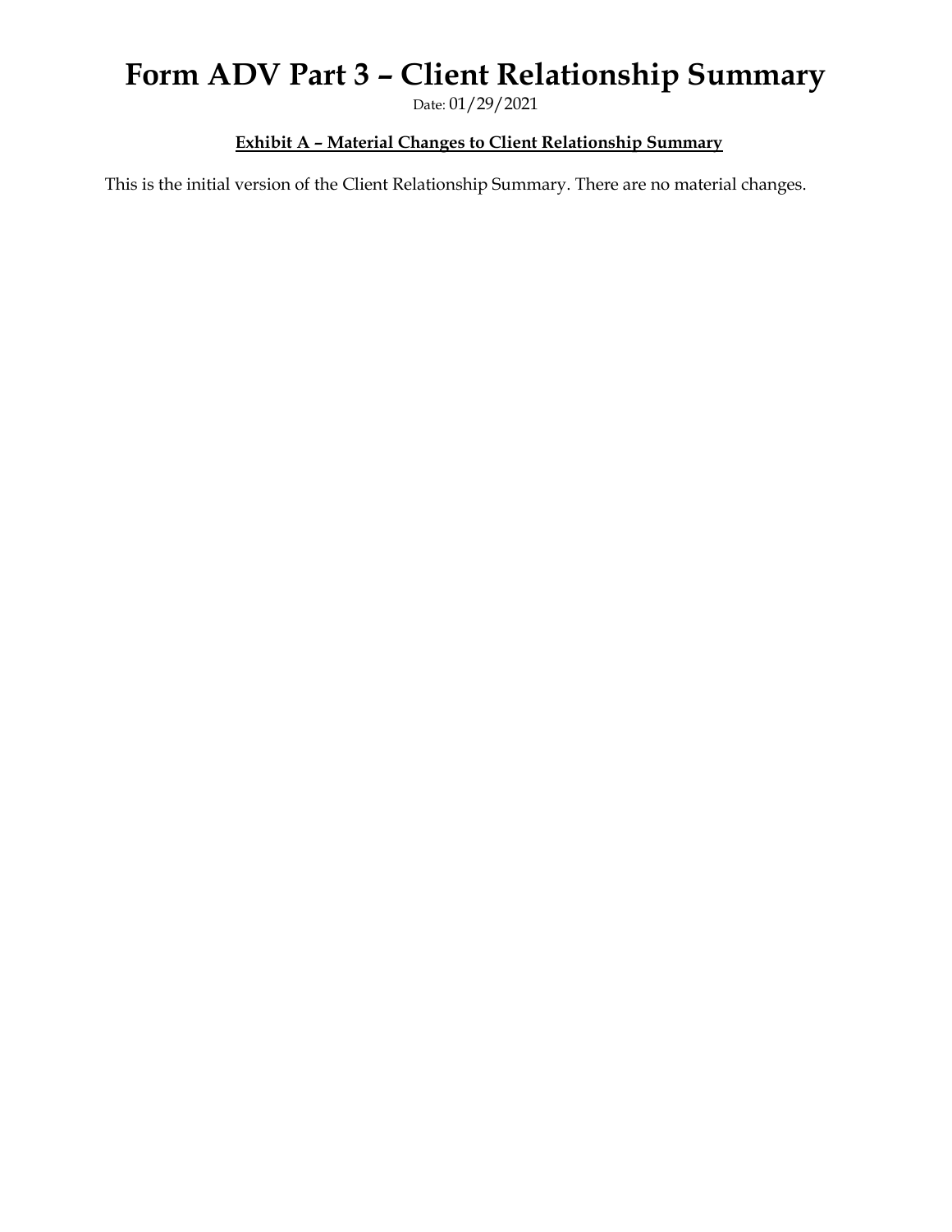# Form ADV Part 3 – Client Relationship Summary

Date: 01/29/2021

**Exhibit A – Material Changes to Client Relationship Summary**

This is the initial version of the Client Relationship Summary. There are no material changes.